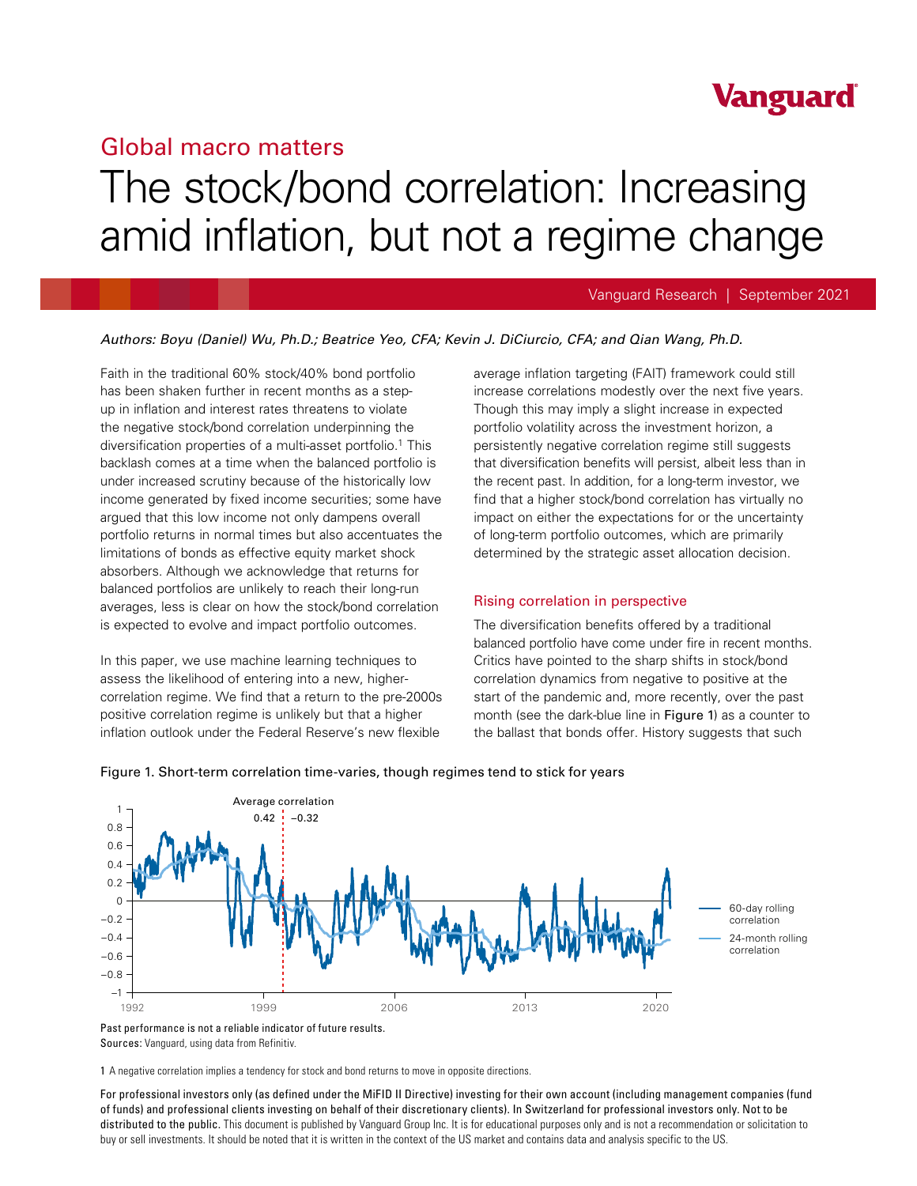Vanguard

## Global macro matters

# The stock/bond correlation: Increasing amid inflation, but not a regime change

Vanguard Research | September 2021

*Authors: Boyu (Daniel) Wu, Ph.D.; Beatrice Yeo, CFA; Kevin J. DiCiurcio, CFA; and Qian Wang, Ph.D.*

Faith in the traditional 60% stock/40% bond portfolio has been shaken further in recent months as a step-up in inflation and interest rates threatens to violate the negative stock/bond correlation underpinning the diversification properties of a multi-asset portfolio.[1] This backlash comes at a time when the balanced portfolio is under increased scrutiny because of the historically low income generated by fixed income securities; some have argued that this low income not only dampens overall portfolio returns in normal times but also accentuates the limitations of bonds as effective equity market shock absorbers. Although we acknowledge that returns for balanced portfolios are unlikely to reach their long-run averages, less is clear on how the stock/bond correlation is expected to evolve and impact portfolio outcomes.

In this paper, we use machine learning techniques to assess the likelihood of entering into a new, higher-correlation regime. We find that a return to the pre-2000s positive correlation regime is unlikely but that a higher inflation outlook under the Federal Reserve's new flexible average inflation targeting (FAIT) framework could still increase correlations modestly over the next five years. Though this may imply a slight increase in expected portfolio volatility across the investment horizon, a persistently negative correlation regime still suggests that diversification benefits will persist, albeit less than in the recent past. In addition, for a long-term investor, we find that a higher stock/bond correlation has virtually no impact on either the expectations for or the uncertainty of long-term portfolio outcomes, which are primarily determined by the strategic asset allocation decision.

### Rising correlation in perspective

The diversification benefits offered by a traditional balanced portfolio have come under fire in recent months. Critics have pointed to the sharp shifts in stock/bond correlation dynamics from negative to positive at the start of the pandemic and, more recently, over the past month (see the dark-blue line in Figure 1) as a counter to the ballast that bonds offer. History suggests that such

Figure 1. Short-term correlation time-varies, though regimes tend to stick for years

Past performance is not a reliable indicator of future results.

**Sources:** Vanguard, using data from Refinitiv.

1 A negative correlation implies a tendency for stock and bond returns to move in opposite directions.

For professional investors only (as defined under the MiFID II Directive) investing for their own account (including management companies (fund of funds) and professional clients investing on behalf of their discretionary clients). In Switzerland for professional investors only. Not to be distributed to the public. This document is published by Vanguard Group Inc. It is for educational purposes only and is not a recommendation or solicitation to buy or sell investments. It should be noted that it is written in the context of the US market and contains data and analysis specific to the US.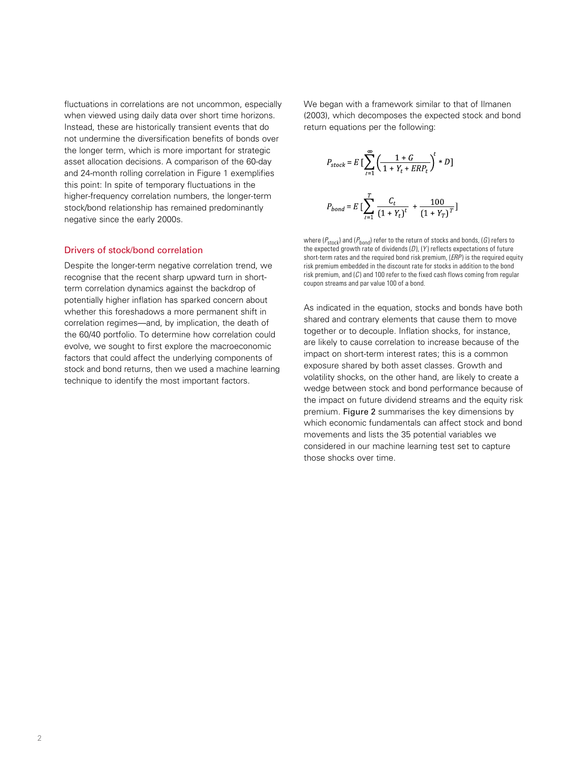fluctuations in correlations are not uncommon, especially when viewed using daily data over short time horizons. Instead, these are historically transient events that do not undermine the diversification benefits of bonds over the longer term, which is more important for strategic asset allocation decisions. A comparison of the 60-day and 24-month rolling correlation in Figure 1 exemplifies this point: In spite of temporary fluctuations in the higher-frequency correlation numbers, the longer-term stock/bond relationship has remained predominantly negative since the early 2000s.

## Drivers of stock/bond correlation

Despite the longer-term negative correlation trend, we recognise that the recent sharp upward turn in short-term correlation dynamics against the backdrop of potentially higher inflation has sparked concern about whether this foreshadows a more permanent shift in correlation regimes—and, by implication, the death of the 60/40 portfolio. To determine how correlation could evolve, we sought to first explore the macroeconomic factors that could affect the underlying components of stock and bond returns, then we used a machine learning technique to identify the most important factors.

We began with a framework similar to that of Ilmanen (2003), which decomposes the expected stock and bond return equations per the following:

$$P_{stock} = E\left[\sum_{t=1}^{\infty} \left(\frac{1+G}{1+Y_t+ERP_t}\right)^t * D\right]$$

$$P_{bond} = E\left[\sum_{t=1}^{T} \frac{C_t}{(1+Y_t)^t} + \frac{100}{(1+Y_T)^T}\right]$$

where ($P_{stock}$) and ($P_{bond}$) refer to the return of stocks and bonds, ($G$) refers to the expected growth rate of dividends ($D$), ($Y$) reflects expectations of future short-term rates and the required bond risk premium, ($ERP$) is the required equity risk premium embedded in the discount rate for stocks in addition to the bond risk premium, and ($C$) and 100 refer to the fixed cash flows coming from regular coupon streams and par value 100 of a bond.

As indicated in the equation, stocks and bonds have both shared and contrary elements that cause them to move together or to decouple. Inflation shocks, for instance, are likely to cause correlation to increase because of the impact on short-term interest rates; this is a common exposure shared by both asset classes. Growth and volatility shocks, on the other hand, are likely to create a wedge between stock and bond performance because of the impact on future dividend streams and the equity risk premium. Figure 2 summarises the key dimensions by which economic fundamentals can affect stock and bond movements and lists the 35 potential variables we considered in our machine learning test set to capture those shocks over time.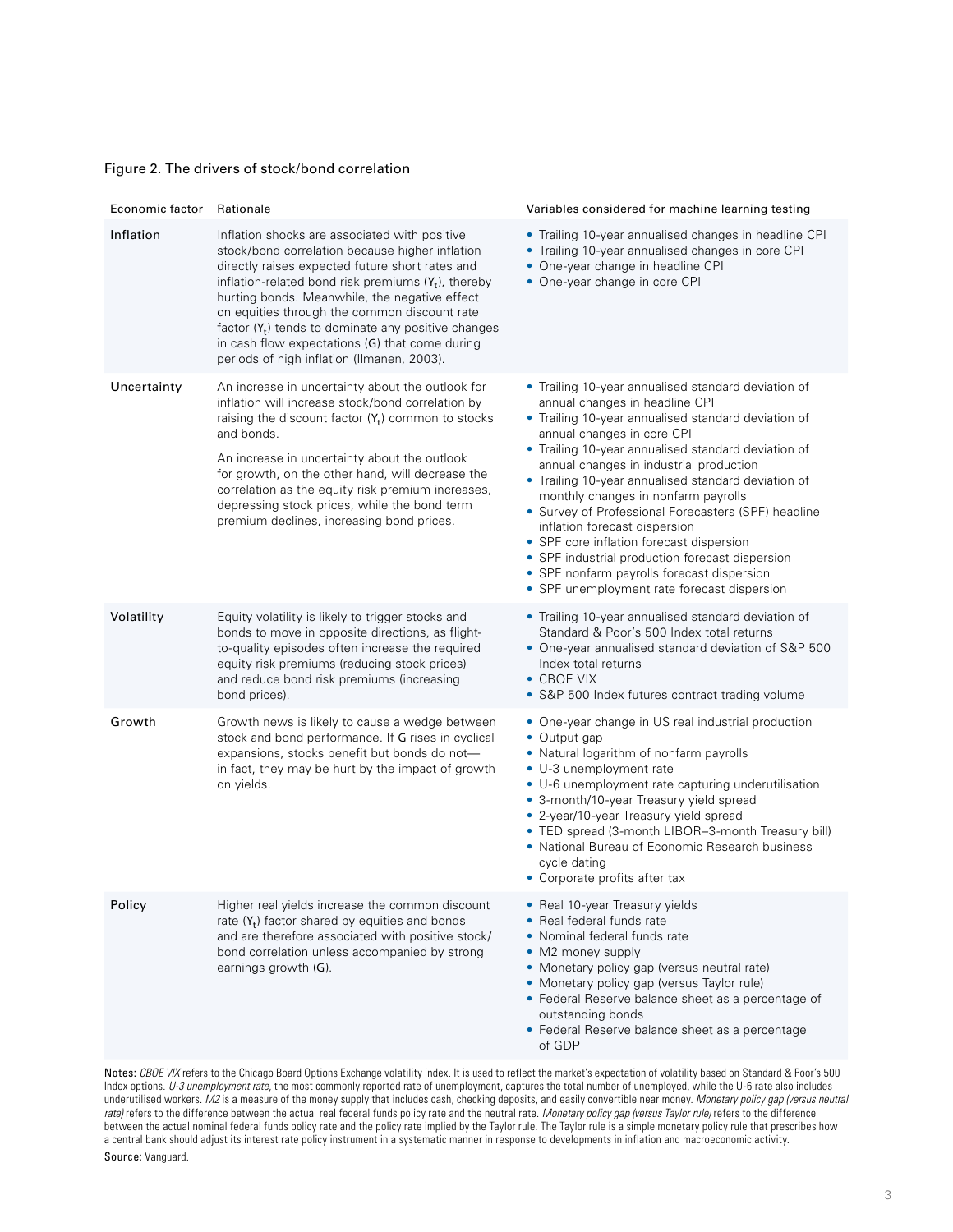Figure 2. The drivers of stock/bond correlation

| Economic factor | Rationale | Variables considered for machine learning testing |
| --- | --- | --- |
| Inflation | Inflation shocks are associated with positive stock/bond correlation because higher inflation directly raises expected future short rates and inflation-related bond risk premiums ($Y_t$), thereby hurting bonds. Meanwhile, the negative effect on equities through the common discount rate factor ($Y_t$) tends to dominate any positive changes in cash flow expectations (G) that come during periods of high inflation (Ilmanen, 2003). | • Trailing 10-year annualised changes in headline CPI<br>• Trailing 10-year annualised changes in core CPI<br>• One-year change in headline CPI<br>• One-year change in core CPI |
| Uncertainty | An increase in uncertainty about the outlook for inflation will increase stock/bond correlation by raising the discount factor ($Y_t$) common to stocks and bonds.<br><br>An increase in uncertainty about the outlook for growth, on the other hand, will decrease the correlation as the equity risk premium increases, depressing stock prices, while the bond term premium declines, increasing bond prices. | • Trailing 10-year annualised standard deviation of annual changes in headline CPI<br>• Trailing 10-year annualised standard deviation of annual changes in core CPI<br>• Trailing 10-year annualised standard deviation of annual changes in industrial production<br>• Trailing 10-year annualised standard deviation of monthly changes in nonfarm payrolls<br>• Survey of Professional Forecasters (SPF) headline inflation forecast dispersion<br>• SPF core inflation forecast dispersion<br>• SPF industrial production forecast dispersion<br>• SPF nonfarm payrolls forecast dispersion<br>• SPF unemployment rate forecast dispersion |
| Volatility | Equity volatility is likely to trigger stocks and bonds to move in opposite directions, as flight-to-quality episodes often increase the required equity risk premiums (reducing stock prices) and reduce bond risk premiums (increasing bond prices). | • Trailing 10-year annualised standard deviation of Standard & Poor's 500 Index total returns<br>• One-year annualised standard deviation of S&P 500 Index total returns<br>• CBOE VIX<br>• S&P 500 Index futures contract trading volume |
| Growth | Growth news is likely to cause a wedge between stock and bond performance. If G rises in cyclical expansions, stocks benefit but bonds do not—in fact, they may be hurt by the impact of growth on yields. | • One-year change in US real industrial production<br>• Output gap<br>• Natural logarithm of nonfarm payrolls<br>• U-3 unemployment rate<br>• U-6 unemployment rate capturing underutilisation<br>• 3-month/10-year Treasury yield spread<br>• 2-year/10-year Treasury yield spread<br>• TED spread (3-month LIBOR–3-month Treasury bill)<br>• National Bureau of Economic Research business cycle dating<br>• Corporate profits after tax |
| Policy | Higher real yields increase the common discount rate ($Y_t$) factor shared by equities and bonds and are therefore associated with positive stock/bond correlation unless accompanied by strong earnings growth (G). | • Real 10-year Treasury yields<br>• Real federal funds rate<br>• Nominal federal funds rate<br>• M2 money supply<br>• Monetary policy gap (versus neutral rate)<br>• Monetary policy gap (versus Taylor rule)<br>• Federal Reserve balance sheet as a percentage of outstanding bonds<br>• Federal Reserve balance sheet as a percentage of GDP |

Notes: *CBOE VIX* refers to the Chicago Board Options Exchange volatility index. It is used to reflect the market's expectation of volatility based on Standard & Poor's 500 Index options. *U-3 unemployment rate*, the most commonly reported rate of unemployment, captures the total number of unemployed, while the U-6 rate also includes underutilised workers. *M2* is a measure of the money supply that includes cash, checking deposits, and easily convertible near money. *Monetary policy gap (versus neutral rate)* refers to the difference between the actual real federal funds policy rate and the neutral rate. *Monetary policy gap (versus Taylor rule)* refers to the difference between the actual nominal federal funds policy rate and the policy rate implied by the Taylor rule. The Taylor rule is a simple monetary policy rule that prescribes how a central bank should adjust its interest rate policy instrument in a systematic manner in response to developments in inflation and macroeconomic activity.

Source: Vanguard.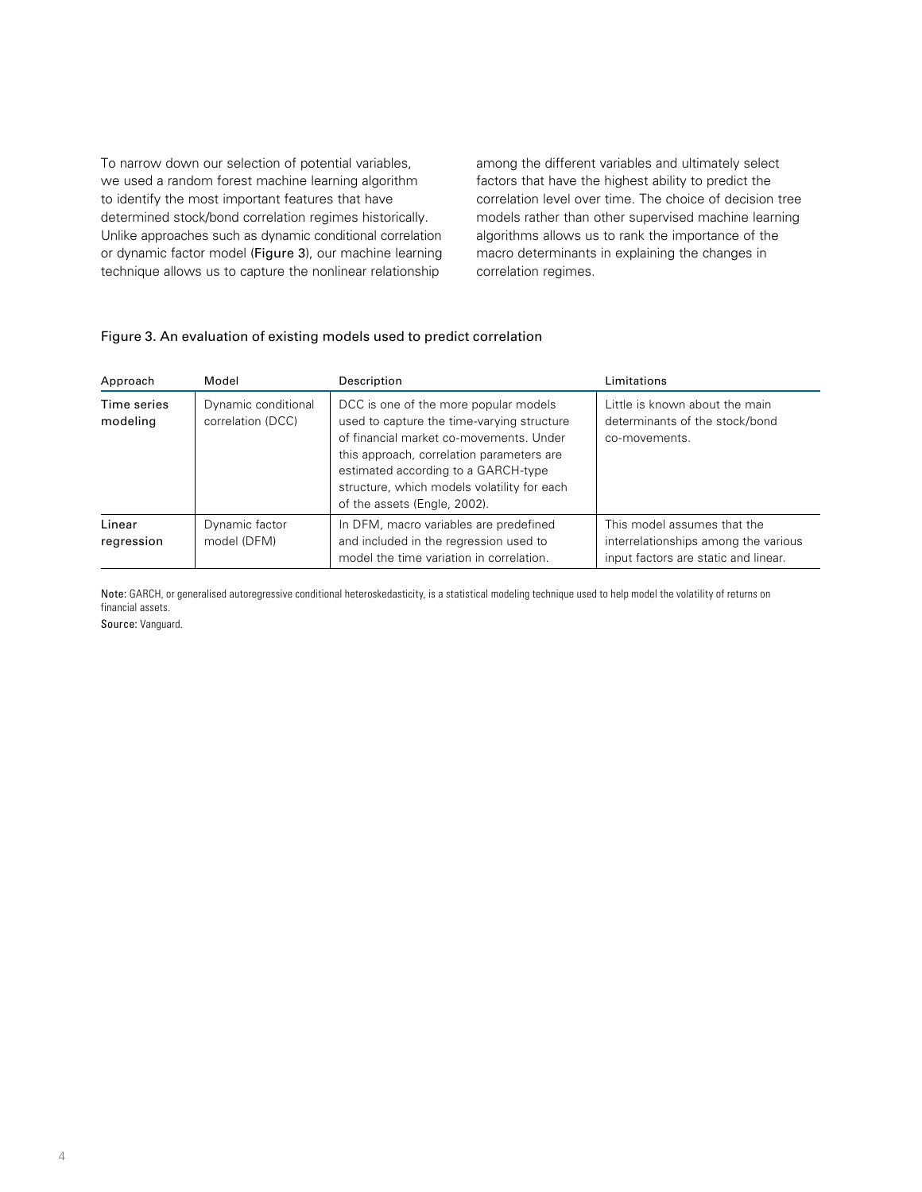To narrow down our selection of potential variables, we used a random forest machine learning algorithm to identify the most important features that have determined stock/bond correlation regimes historically. Unlike approaches such as dynamic conditional correlation or dynamic factor model (**Figure 3**), our machine learning technique allows us to capture the nonlinear relationship among the different variables and ultimately select factors that have the highest ability to predict the correlation level over time. The choice of decision tree models rather than other supervised machine learning algorithms allows us to rank the importance of the macro determinants in explaining the changes in correlation regimes.

Figure 3. An evaluation of existing models used to predict correlation

| Approach | Model | Description | Limitations |
| --- | --- | --- | --- |
| Time series modeling | Dynamic conditional correlation (DCC) | DCC is one of the more popular models used to capture the time-varying structure of financial market co-movements. Under this approach, correlation parameters are estimated according to a GARCH-type structure, which models volatility for each of the assets (Engle, 2002). | Little is known about the main determinants of the stock/bond co-movements. |
| Linear regression | Dynamic factor model (DFM) | In DFM, macro variables are predefined and included in the regression used to model the time variation in correlation. | This model assumes that the interrelationships among the various input factors are static and linear. |

**Note:** GARCH, or generalised autoregressive conditional heteroskedasticity, is a statistical modeling technique used to help model the volatility of returns on financial assets.

**Source:** Vanguard.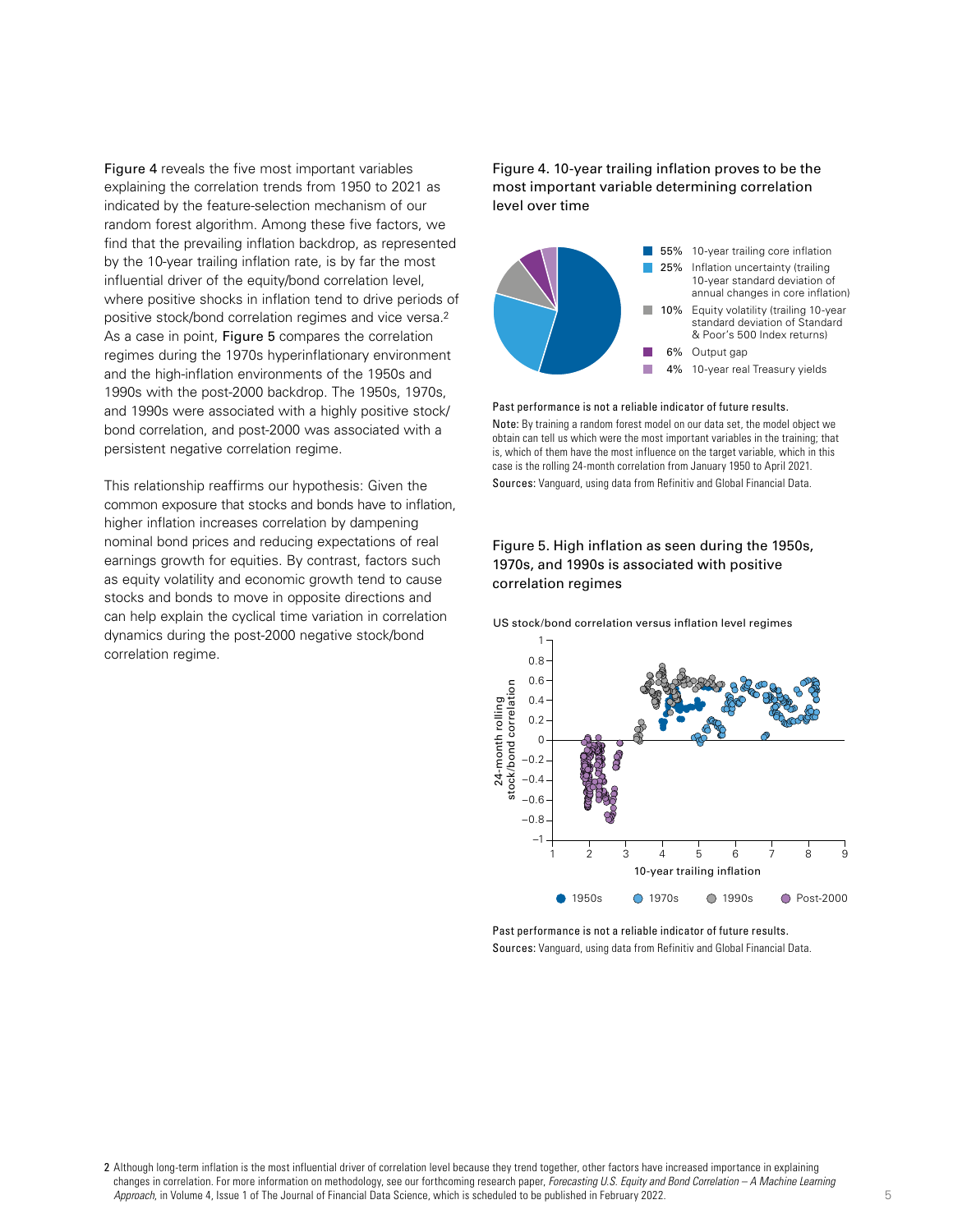Figure 4 reveals the five most important variables explaining the correlation trends from 1950 to 2021 as indicated by the feature-selection mechanism of our random forest algorithm. Among these five factors, we find that the prevailing inflation backdrop, as represented by the 10-year trailing inflation rate, is by far the most influential driver of the equity/bond correlation level, where positive shocks in inflation tend to drive periods of positive stock/bond correlation regimes and vice versa.[2] As a case in point, Figure 5 compares the correlation regimes during the 1970s hyperinflationary environment and the high-inflation environments of the 1950s and 1990s with the post-2000 backdrop. The 1950s, 1970s, and 1990s were associated with a highly positive stock/bond correlation, and post-2000 was associated with a persistent negative correlation regime.

This relationship reaffirms our hypothesis: Given the common exposure that stocks and bonds have to inflation, higher inflation increases correlation by dampening nominal bond prices and reducing expectations of real earnings growth for equities. By contrast, factors such as equity volatility and economic growth tend to cause stocks and bonds to move in opposite directions and can help explain the cyclical time variation in correlation dynamics during the post-2000 negative stock/bond correlation regime.

## Figure 4. 10-year trailing inflation proves to be the most important variable determining correlation level over time

| Share | Variable |
|---|---|
| 55% | 10-year trailing core inflation |
| 25% | Inflation uncertainty (trailing 10-year standard deviation of annual changes in core inflation) |
| 10% | Equity volatility (trailing 10-year standard deviation of Standard & Poor's 500 Index returns) |
| 6% | Output gap |
| 4% | 10-year real Treasury yields |

Past performance is not a reliable indicator of future results.

**Note:** By training a random forest model on our data set, the model object we obtain can tell us which were the most important variables in the training; that is, which of them have the most influence on the target variable, which in this case is the rolling 24-month correlation from January 1950 to April 2021.

**Sources:** Vanguard, using data from Refinitiv and Global Financial Data.

## Figure 5. High inflation as seen during the 1950s, 1970s, and 1990s is associated with positive correlation regimes

US stock/bond correlation versus inflation level regimes

Past performance is not a reliable indicator of future results.

**Sources:** Vanguard, using data from Refinitiv and Global Financial Data.

---

2 Although long-term inflation is the most influential driver of correlation level because they trend together, other factors have increased importance in explaining changes in correlation. For more information on methodology, see our forthcoming research paper, *Forecasting U.S. Equity and Bond Correlation – A Machine Learning Approach*, in Volume 4, Issue 1 of The Journal of Financial Data Science, which is scheduled to be published in February 2022.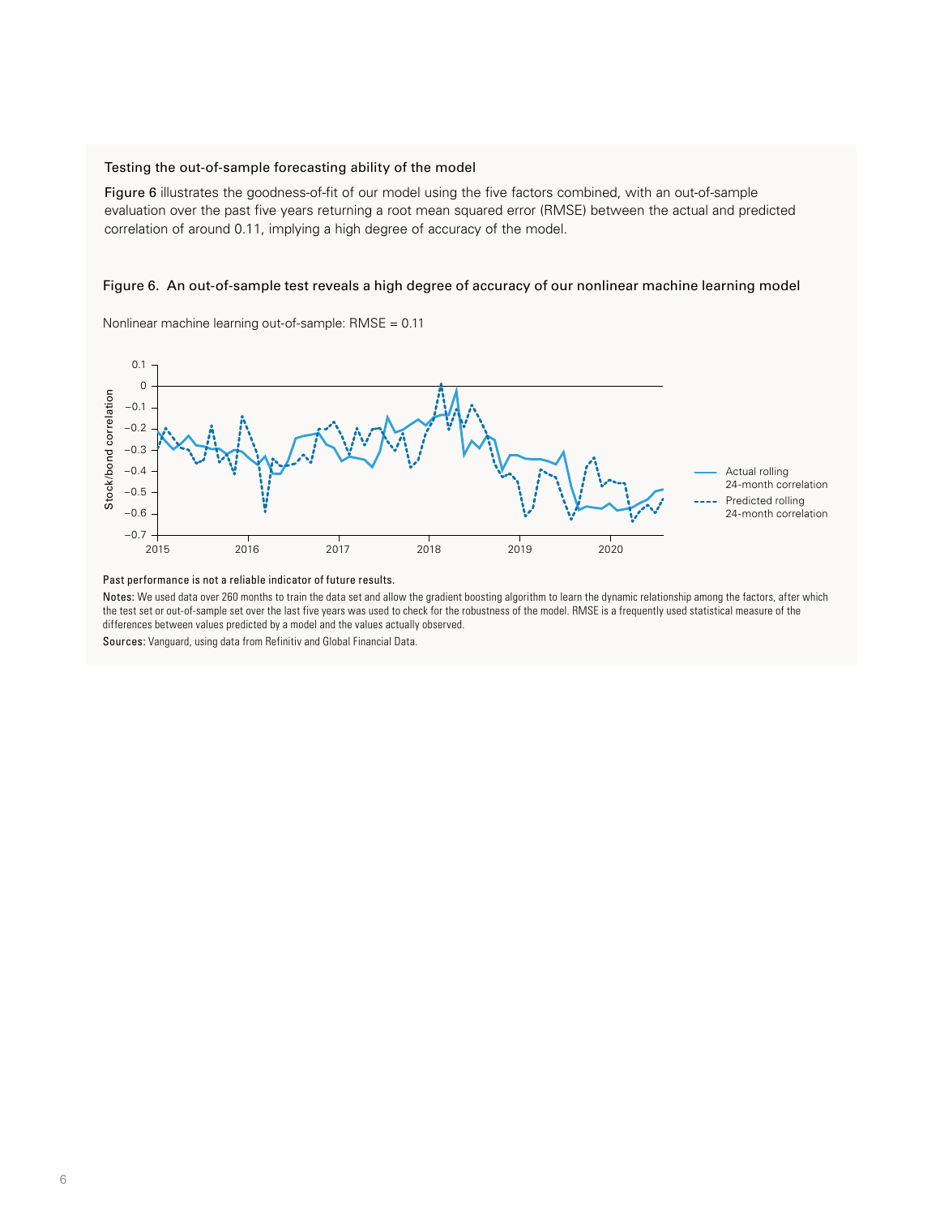### Testing the out-of-sample forecasting ability of the model

**Figure 6** illustrates the goodness-of-fit of our model using the five factors combined, with an out-of-sample evaluation over the past five years returning a root mean squared error (RMSE) between the actual and predicted correlation of around 0.11, implying a high degree of accuracy of the model.

**Figure 6. An out-of-sample test reveals a high degree of accuracy of our nonlinear machine learning model**

Nonlinear machine learning out-of-sample: RMSE = 0.11

**Past performance is not a reliable indicator of future results.**

**Notes:** We used data over 260 months to train the data set and allow the gradient boosting algorithm to learn the dynamic relationship among the factors, after which the test set or out-of-sample set over the last five years was used to check for the robustness of the model. RMSE is a frequently used statistical measure of the differences between values predicted by a model and the values actually observed.

**Sources:** Vanguard, using data from Refinitiv and Global Financial Data.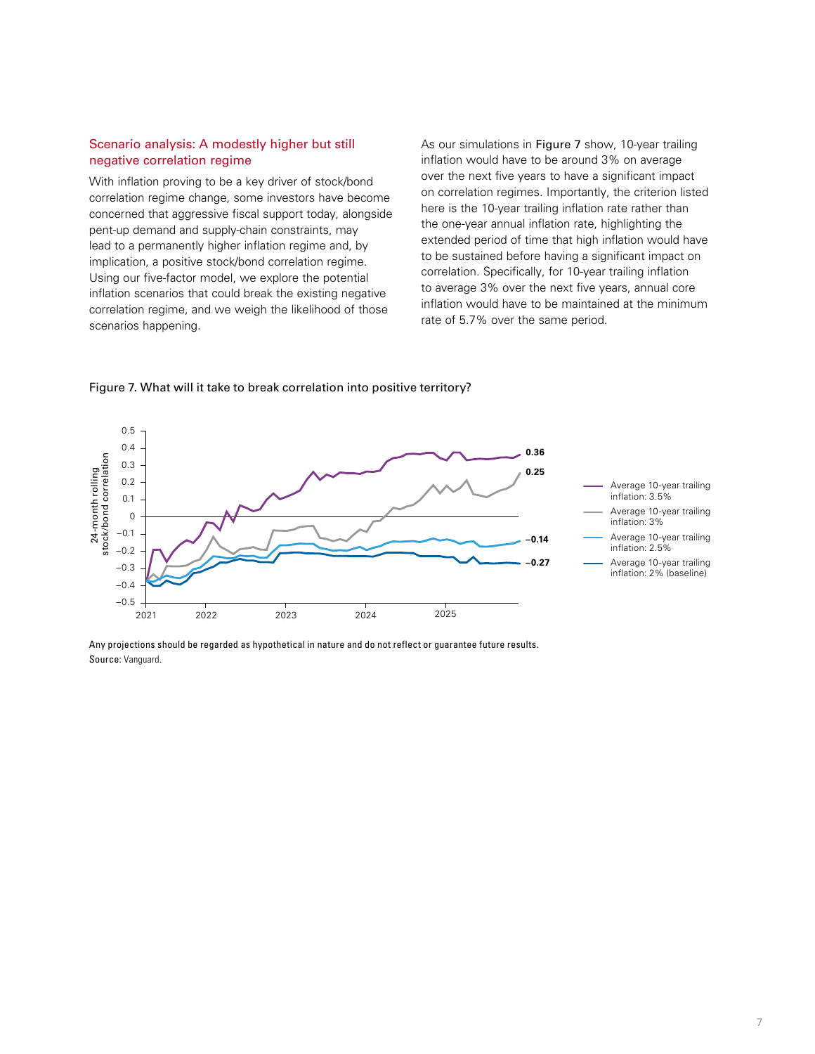## Scenario analysis: A modestly higher but still negative correlation regime

With inflation proving to be a key driver of stock/bond correlation regime change, some investors have become concerned that aggressive fiscal support today, alongside pent-up demand and supply-chain constraints, may lead to a permanently higher inflation regime and, by implication, a positive stock/bond correlation regime. Using our five-factor model, we explore the potential inflation scenarios that could break the existing negative correlation regime, and we weigh the likelihood of those scenarios happening.

As our simulations in **Figure 7** show, 10-year trailing inflation would have to be around 3% on average over the next five years to have a significant impact on correlation regimes. Importantly, the criterion listed here is the 10-year trailing inflation rate rather than the one-year annual inflation rate, highlighting the extended period of time that high inflation would have to be sustained before having a significant impact on correlation. Specifically, for 10-year trailing inflation to average 3% over the next five years, annual core inflation would have to be maintained at the minimum rate of 5.7% over the same period.

Figure 7. What will it take to break correlation into positive territory?

Any projections should be regarded as hypothetical in nature and do not reflect or guarantee future results.
Source: Vanguard.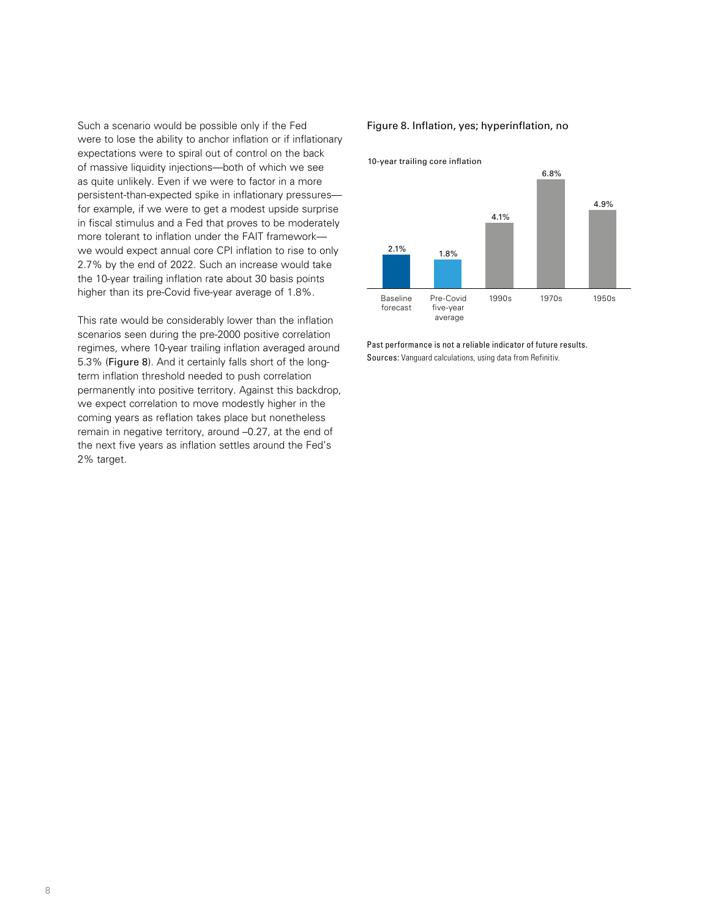Such a scenario would be possible only if the Fed were to lose the ability to anchor inflation or if inflationary expectations were to spiral out of control on the back of massive liquidity injections—both of which we see as quite unlikely. Even if we were to factor in a more persistent-than-expected spike in inflationary pressures—for example, if we were to get a modest upside surprise in fiscal stimulus and a Fed that proves to be moderately more tolerant to inflation under the FAIT framework—we would expect annual core CPI inflation to rise to only 2.7% by the end of 2022. Such an increase would take the 10-year trailing inflation rate about 30 basis points higher than its pre-Covid five-year average of 1.8%.

This rate would be considerably lower than the inflation scenarios seen during the pre-2000 positive correlation regimes, where 10-year trailing inflation averaged around 5.3% (Figure 8). And it certainly falls short of the long-term inflation threshold needed to push correlation permanently into positive territory. Against this backdrop, we expect correlation to move modestly higher in the coming years as reflation takes place but nonetheless remain in negative territory, around –0.27, at the end of the next five years as inflation settles around the Fed's 2% target.

**Figure 8. Inflation, yes; hyperinflation, no**

10-year trailing core inflation

| | Baseline forecast | Pre-Covid five-year average | 1990s | 1970s | 1950s |
|---|---|---|---|---|---|
| 10-year trailing core inflation | 2.1% | 1.8% | 4.1% | 6.8% | 4.9% |

Past performance is not a reliable indicator of future results.

**Sources:** Vanguard calculations, using data from Refinitiv.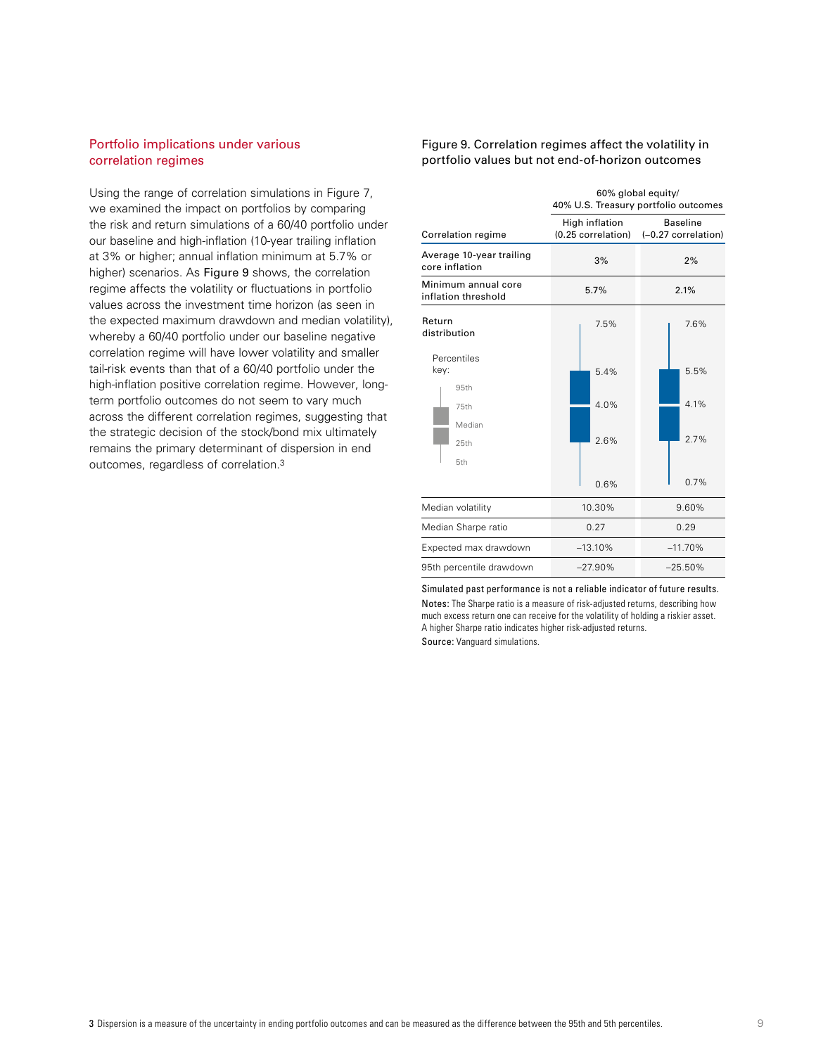## Portfolio implications under various correlation regimes

Using the range of correlation simulations in Figure 7, we examined the impact on portfolios by comparing the risk and return simulations of a 60/40 portfolio under our baseline and high-inflation (10-year trailing inflation at 3% or higher; annual inflation minimum at 5.7% or higher) scenarios. As **Figure 9** shows, the correlation regime affects the volatility or fluctuations in portfolio values across the investment time horizon (as seen in the expected maximum drawdown and median volatility), whereby a 60/40 portfolio under our baseline negative correlation regime will have lower volatility and smaller tail-risk events than that of a 60/40 portfolio under the high-inflation positive correlation regime. However, long-term portfolio outcomes do not seem to vary much across the different correlation regimes, suggesting that the strategic decision of the stock/bond mix ultimately remains the primary determinant of dispersion in end outcomes, regardless of correlation.[3]

Figure 9. Correlation regimes affect the volatility in portfolio values but not end-of-horizon outcomes

| | 60% global equity/ 40% U.S. Treasury portfolio outcomes | |
|---|---|---|
| Correlation regime | High inflation (0.25 correlation) | Baseline (–0.27 correlation) |
| Average 10-year trailing core inflation | 3% | 2% |
| Minimum annual core inflation threshold | 5.7% | 2.1% |
| Return distribution – 95th percentile | 7.5% | 7.6% |
| Return distribution – 75th percentile | 5.4% | 5.5% |
| Return distribution – Median | 4.0% | 4.1% |
| Return distribution – 25th percentile | 2.6% | 2.7% |
| Return distribution – 5th percentile | 0.6% | 0.7% |
| Median volatility | 10.30% | 9.60% |
| Median Sharpe ratio | 0.27 | 0.29 |
| Expected max drawdown | –13.10% | –11.70% |
| 95th percentile drawdown | –27.90% | –25.50% |

Simulated past performance is not a reliable indicator of future results.

**Notes:** The Sharpe ratio is a measure of risk-adjusted returns, describing how much excess return one can receive for the volatility of holding a riskier asset. A higher Sharpe ratio indicates higher risk-adjusted returns.

**Source:** Vanguard simulations.

[3] Dispersion is a measure of the uncertainty in ending portfolio outcomes and can be measured as the difference between the 95th and 5th percentiles.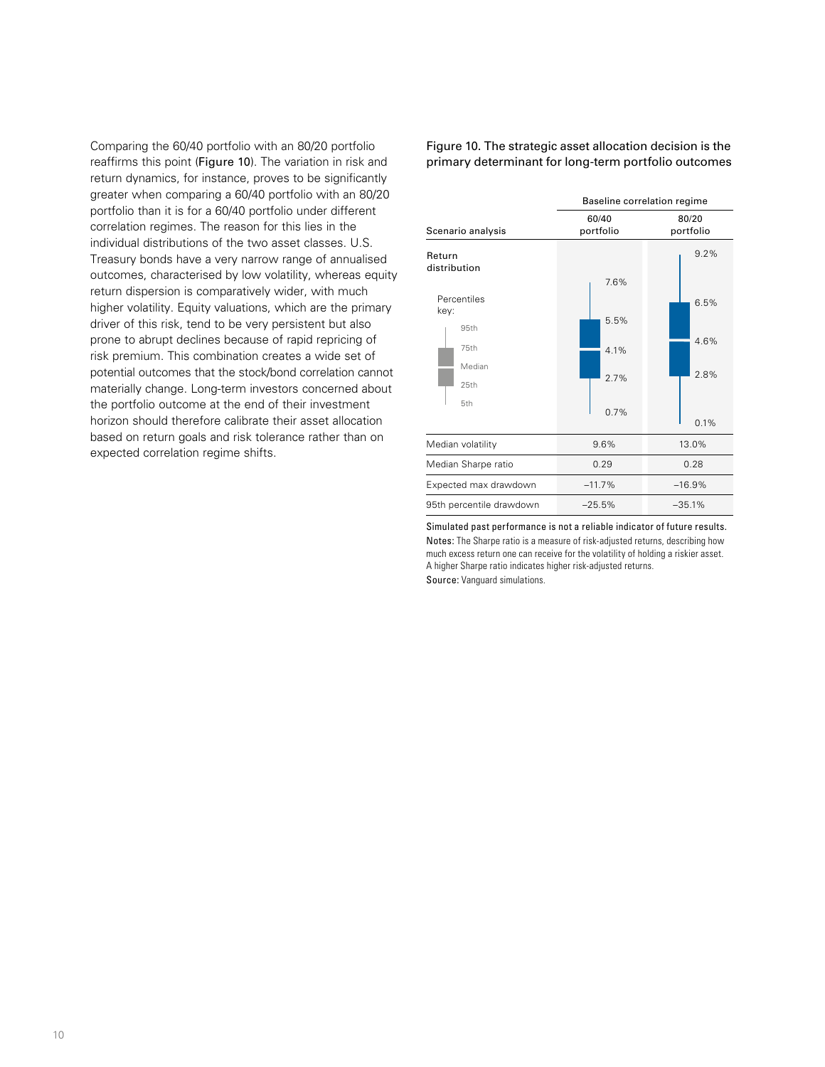Comparing the 60/40 portfolio with an 80/20 portfolio reaffirms this point (Figure 10). The variation in risk and return dynamics, for instance, proves to be significantly greater when comparing a 60/40 portfolio with an 80/20 portfolio than it is for a 60/40 portfolio under different correlation regimes. The reason for this lies in the individual distributions of the two asset classes. U.S. Treasury bonds have a very narrow range of annualised outcomes, characterised by low volatility, whereas equity return dispersion is comparatively wider, with much higher volatility. Equity valuations, which are the primary driver of this risk, tend to be very persistent but also prone to abrupt declines because of rapid repricing of risk premium. This combination creates a wide set of potential outcomes that the stock/bond correlation cannot materially change. Long-term investors concerned about the portfolio outcome at the end of their investment horizon should therefore calibrate their asset allocation based on return goals and risk tolerance rather than on expected correlation regime shifts.

Figure 10. The strategic asset allocation decision is the primary determinant for long-term portfolio outcomes

| Scenario analysis | Baseline correlation regime | |
|---|---|---|
| | 60/40 portfolio | 80/20 portfolio |
| Return distribution (Percentiles key: 95th, 75th, Median, 25th, 5th) | 95th: 7.6%<br>75th: 5.5%<br>Median: 4.1%<br>25th: 2.7%<br>5th: 0.7% | 95th: 9.2%<br>75th: 6.5%<br>Median: 4.6%<br>25th: 2.8%<br>5th: 0.1% |
| Median volatility | 9.6% | 13.0% |
| Median Sharpe ratio | 0.29 | 0.28 |
| Expected max drawdown | –11.7% | –16.9% |
| 95th percentile drawdown | –25.5% | –35.1% |

Simulated past performance is not a reliable indicator of future results.

**Notes:** The Sharpe ratio is a measure of risk-adjusted returns, describing how much excess return one can receive for the volatility of holding a riskier asset. A higher Sharpe ratio indicates higher risk-adjusted returns.

**Source:** Vanguard simulations.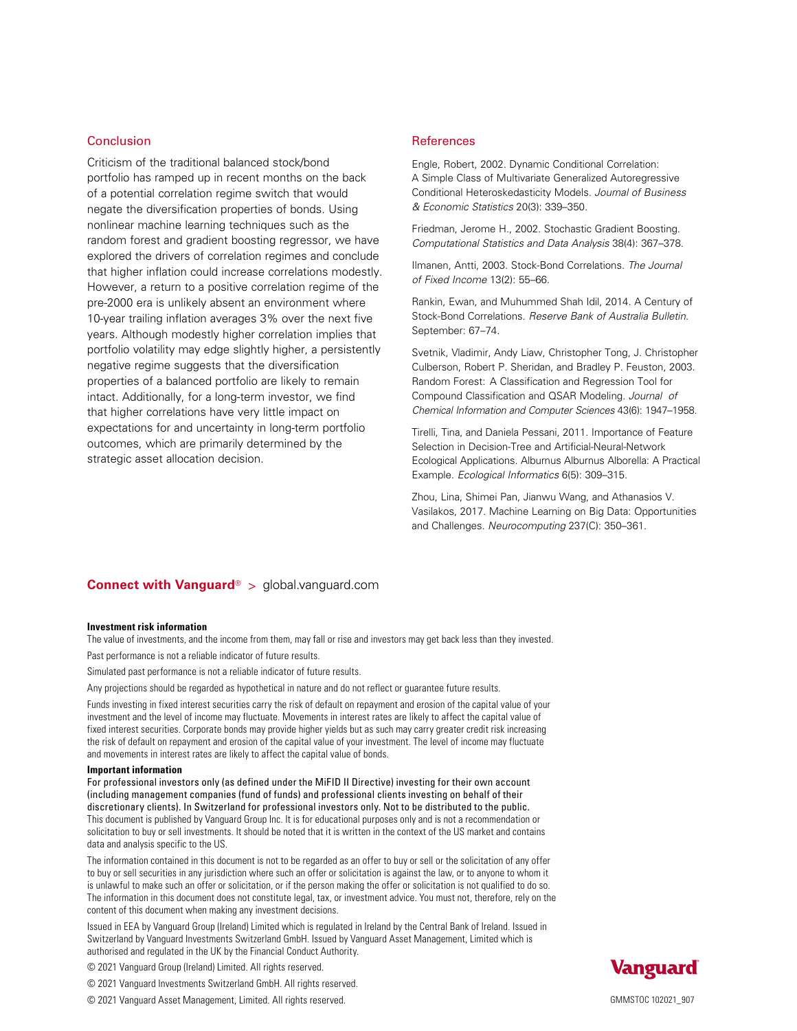## Conclusion

Criticism of the traditional balanced stock/bond portfolio has ramped up in recent months on the back of a potential correlation regime switch that would negate the diversification properties of bonds. Using nonlinear machine learning techniques such as the random forest and gradient boosting regressor, we have explored the drivers of correlation regimes and conclude that higher inflation could increase correlations modestly. However, a return to a positive correlation regime of the pre-2000 era is unlikely absent an environment where 10-year trailing inflation averages 3% over the next five years. Although modestly higher correlation implies that portfolio volatility may edge slightly higher, a persistently negative regime suggests that the diversification properties of a balanced portfolio are likely to remain intact. Additionally, for a long-term investor, we find that higher correlations have very little impact on expectations for and uncertainty in long-term portfolio outcomes, which are primarily determined by the strategic asset allocation decision.

## References

Engle, Robert, 2002. Dynamic Conditional Correlation: A Simple Class of Multivariate Generalized Autoregressive Conditional Heteroskedasticity Models. *Journal of Business & Economic Statistics* 20(3): 339–350.

Friedman, Jerome H., 2002. Stochastic Gradient Boosting. *Computational Statistics and Data Analysis* 38(4): 367–378.

Ilmanen, Antti, 2003. Stock-Bond Correlations. *The Journal of Fixed Income* 13(2): 55–66.

Rankin, Ewan, and Muhummed Shah Idil, 2014. A Century of Stock-Bond Correlations. *Reserve Bank of Australia Bulletin.* September: 67–74.

Svetnik, Vladimir, Andy Liaw, Christopher Tong, J. Christopher Culberson, Robert P. Sheridan, and Bradley P. Feuston, 2003. Random Forest: A Classification and Regression Tool for Compound Classification and QSAR Modeling. *Journal of Chemical Information and Computer Sciences* 43(6): 1947–1958.

Tirelli, Tina, and Daniela Pessani, 2011. Importance of Feature Selection in Decision-Tree and Artificial-Neural-Network Ecological Applications. Alburnus Alburnus Alborella: A Practical Example. *Ecological Informatics* 6(5): 309–315.

Zhou, Lina, Shimei Pan, Jianwu Wang, and Athanasios V. Vasilakos, 2017. Machine Learning on Big Data: Opportunities and Challenges. *Neurocomputing* 237(C): 350–361.

**Connect with Vanguard®** > global.vanguard.com

**Investment risk information**

The value of investments, and the income from them, may fall or rise and investors may get back less than they invested.

Past performance is not a reliable indicator of future results.

Simulated past performance is not a reliable indicator of future results.

Any projections should be regarded as hypothetical in nature and do not reflect or guarantee future results.

Funds investing in fixed interest securities carry the risk of default on repayment and erosion of the capital value of your investment and the level of income may fluctuate. Movements in interest rates are likely to affect the capital value of fixed interest securities. Corporate bonds may provide higher yields but as such may carry greater credit risk increasing the risk of default on repayment and erosion of the capital value of your investment. The level of income may fluctuate and movements in interest rates are likely to affect the capital value of bonds.

**Important information**

For professional investors only (as defined under the MiFID II Directive) investing for their own account (including management companies (fund of funds) and professional clients investing on behalf of their discretionary clients). In Switzerland for professional investors only. Not to be distributed to the public. This document is published by Vanguard Group Inc. It is for educational purposes only and is not a recommendation or solicitation to buy or sell investments. It should be noted that it is written in the context of the US market and contains data and analysis specific to the US.

The information contained in this document is not to be regarded as an offer to buy or sell or the solicitation of any offer to buy or sell securities in any jurisdiction where such an offer or solicitation is against the law, or to anyone to whom it is unlawful to make such an offer or solicitation, or if the person making the offer or solicitation is not qualified to do so. The information in this document does not constitute legal, tax, or investment advice. You must not, therefore, rely on the content of this document when making any investment decisions.

Issued in EEA by Vanguard Group (Ireland) Limited which is regulated in Ireland by the Central Bank of Ireland. Issued in Switzerland by Vanguard Investments Switzerland GmbH. Issued by Vanguard Asset Management, Limited which is authorised and regulated in the UK by the Financial Conduct Authority.

© 2021 Vanguard Group (Ireland) Limited. All rights reserved.

© 2021 Vanguard Investments Switzerland GmbH. All rights reserved.

© 2021 Vanguard Asset Management, Limited. All rights reserved.

Vanguard®

GMMSTOC 102021_907